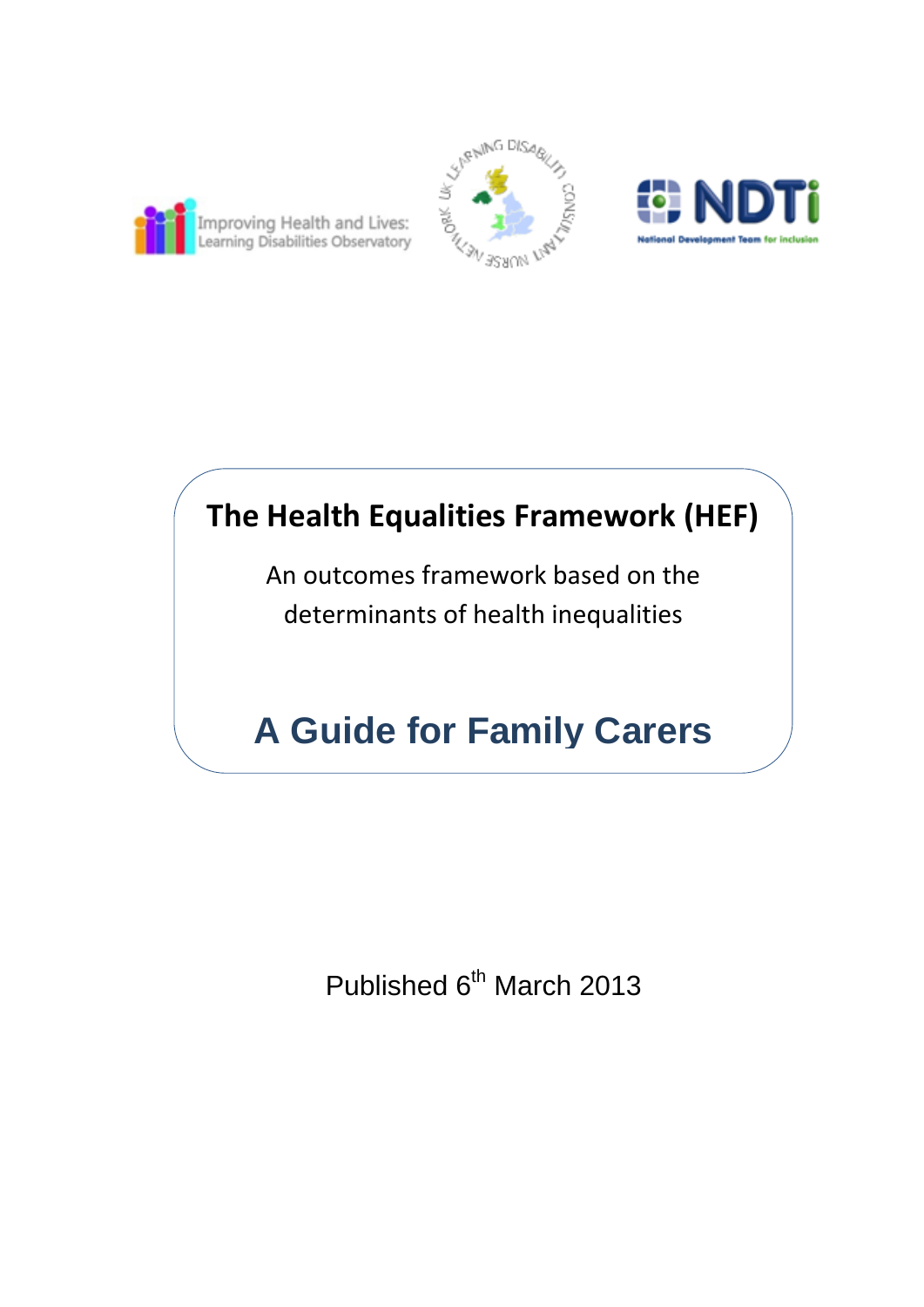Improving Health and Lives: Learning Disabilities Observatory

UK Learning Disability Consultant Nurse Network

NDTi National Development Team for inclusion

# The Health Equalities Framework (HEF)

An outcomes framework based on the determinants of health inequalities

## A Guide for Family Carers

Published 6th March 2013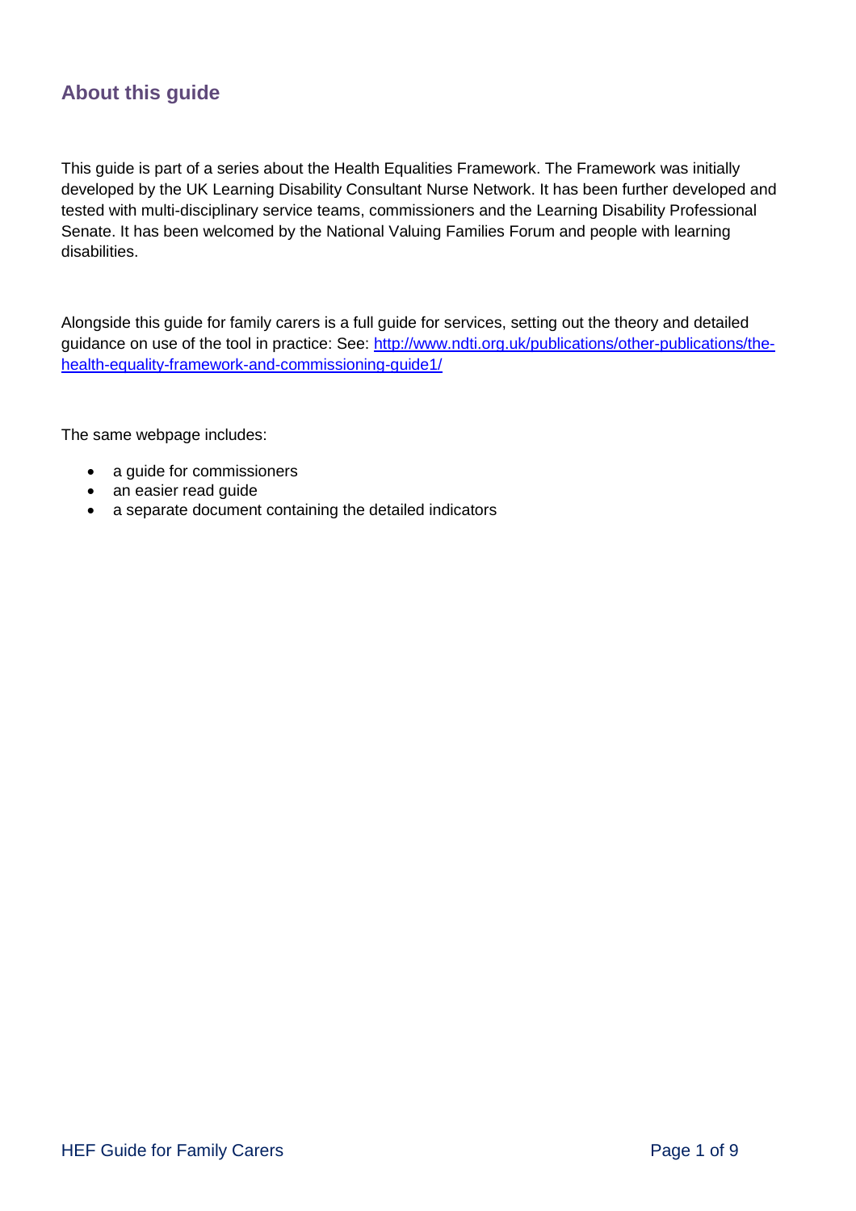## About this guide

This guide is part of a series about the Health Equalities Framework. The Framework was initially developed by the UK Learning Disability Consultant Nurse Network. It has been further developed and tested with multi-disciplinary service teams, commissioners and the Learning Disability Professional Senate. It has been welcomed by the National Valuing Families Forum and people with learning disabilities.

Alongside this guide for family carers is a full guide for services, setting out the theory and detailed guidance on use of the tool in practice: See: [http://www.ndti.org.uk/publications/other-publications/the-health-equality-framework-and-commissioning-guide1/](http://www.ndti.org.uk/publications/other-publications/the-health-equality-framework-and-commissioning-guide1/)

The same webpage includes:

- a guide for commissioners
- an easier read guide
- a separate document containing the detailed indicators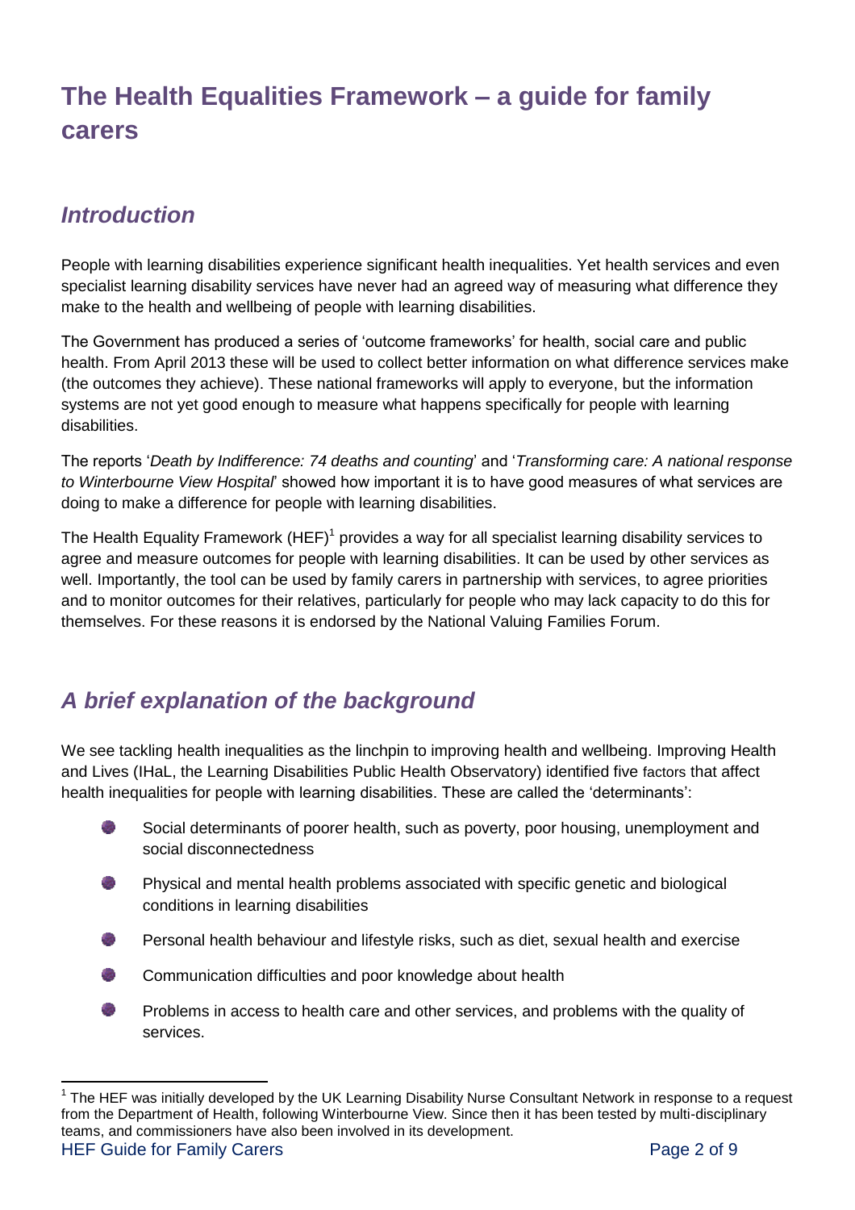# The Health Equalities Framework – a guide for family carers

## *Introduction*

People with learning disabilities experience significant health inequalities. Yet health services and even specialist learning disability services have never had an agreed way of measuring what difference they make to the health and wellbeing of people with learning disabilities.

The Government has produced a series of 'outcome frameworks' for health, social care and public health. From April 2013 these will be used to collect better information on what difference services make (the outcomes they achieve). These national frameworks will apply to everyone, but the information systems are not yet good enough to measure what happens specifically for people with learning disabilities.

The reports '*Death by Indifference: 74 deaths and counting*' and '*Transforming care: A national response to Winterbourne View Hospital*' showed how important it is to have good measures of what services are doing to make a difference for people with learning disabilities.

The Health Equality Framework (HEF)[1] provides a way for all specialist learning disability services to agree and measure outcomes for people with learning disabilities. It can be used by other services as well. Importantly, the tool can be used by family carers in partnership with services, to agree priorities and to monitor outcomes for their relatives, particularly for people who may lack capacity to do this for themselves. For these reasons it is endorsed by the National Valuing Families Forum.

## *A brief explanation of the background*

We see tackling health inequalities as the linchpin to improving health and wellbeing. Improving Health and Lives (IHaL, the Learning Disabilities Public Health Observatory) identified five factors that affect health inequalities for people with learning disabilities. These are called the 'determinants':

- Social determinants of poorer health, such as poverty, poor housing, unemployment and social disconnectedness
- Physical and mental health problems associated with specific genetic and biological conditions in learning disabilities
- Personal health behaviour and lifestyle risks, such as diet, sexual health and exercise
- Communication difficulties and poor knowledge about health
- Problems in access to health care and other services, and problems with the quality of services.

[1] The HEF was initially developed by the UK Learning Disability Nurse Consultant Network in response to a request from the Department of Health, following Winterbourne View. Since then it has been tested by multi-disciplinary teams, and commissioners have also been involved in its development.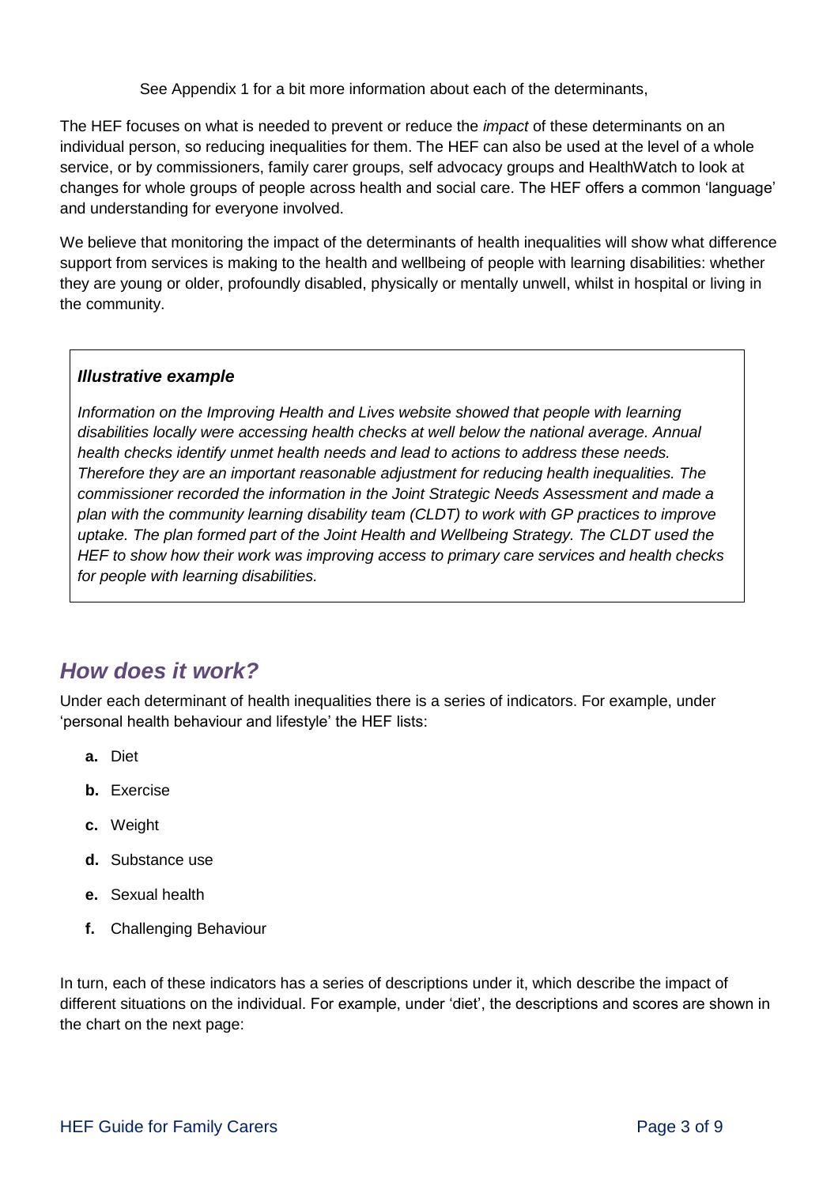See Appendix 1 for a bit more information about each of the determinants,

The HEF focuses on what is needed to prevent or reduce the *impact* of these determinants on an individual person, so reducing inequalities for them. The HEF can also be used at the level of a whole service, or by commissioners, family carer groups, self advocacy groups and HealthWatch to look at changes for whole groups of people across health and social care. The HEF offers a common 'language' and understanding for everyone involved.

We believe that monitoring the impact of the determinants of health inequalities will show what difference support from services is making to the health and wellbeing of people with learning disabilities: whether they are young or older, profoundly disabled, physically or mentally unwell, whilst in hospital or living in the community.

> ***Illustrative example***
>
> *Information on the Improving Health and Lives website showed that people with learning disabilities locally were accessing health checks at well below the national average. Annual health checks identify unmet health needs and lead to actions to address these needs. Therefore they are an important reasonable adjustment for reducing health inequalities. The commissioner recorded the information in the Joint Strategic Needs Assessment and made a plan with the community learning disability team (CLDT) to work with GP practices to improve uptake. The plan formed part of the Joint Health and Wellbeing Strategy. The CLDT used the HEF to show how their work was improving access to primary care services and health checks for people with learning disabilities.*

## *How does it work?*

Under each determinant of health inequalities there is a series of indicators. For example, under 'personal health behaviour and lifestyle' the HEF lists:

- **a.** Diet
- **b.** Exercise
- **c.** Weight
- **d.** Substance use
- **e.** Sexual health
- **f.** Challenging Behaviour

In turn, each of these indicators has a series of descriptions under it, which describe the impact of different situations on the individual. For example, under 'diet', the descriptions and scores are shown in the chart on the next page: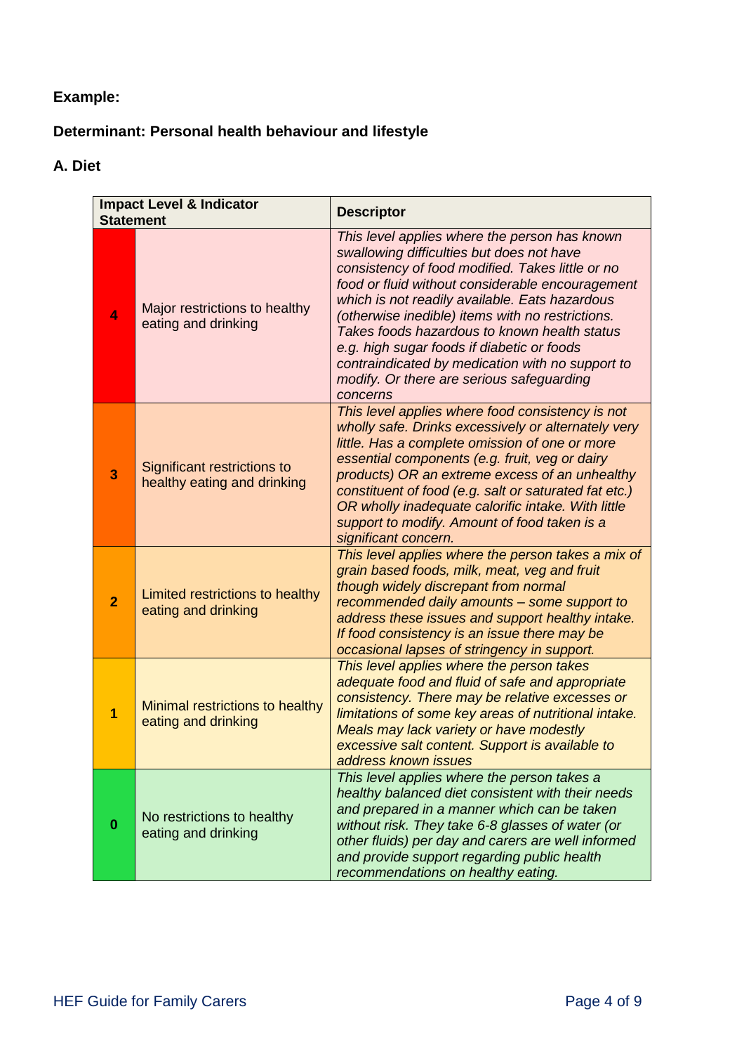**Example:**

**Determinant: Personal health behaviour and lifestyle**

**A. Diet**

| Impact Level & Indicator Statement | | Descriptor |
|---|---|---|
| 4 | Major restrictions to healthy eating and drinking | *This level applies where the person has known swallowing difficulties but does not have consistency of food modified. Takes little or no food or fluid without considerable encouragement which is not readily available. Eats hazardous (otherwise inedible) items with no restrictions. Takes foods hazardous to known health status e.g. high sugar foods if diabetic or foods contraindicated by medication with no support to modify. Or there are serious safeguarding concerns* |
| 3 | Significant restrictions to healthy eating and drinking | *This level applies where food consistency is not wholly safe. Drinks excessively or alternately very little. Has a complete omission of one or more essential components (e.g. fruit, veg or dairy products) OR an extreme excess of an unhealthy constituent of food (e.g. salt or saturated fat etc.) OR wholly inadequate calorific intake. With little support to modify. Amount of food taken is a significant concern.* |
| 2 | Limited restrictions to healthy eating and drinking | *This level applies where the person takes a mix of grain based foods, milk, meat, veg and fruit though widely discrepant from normal recommended daily amounts – some support to address these issues and support healthy intake. If food consistency is an issue there may be occasional lapses of stringency in support.* |
| 1 | Minimal restrictions to healthy eating and drinking | *This level applies where the person takes adequate food and fluid of safe and appropriate consistency. There may be relative excesses or limitations of some key areas of nutritional intake. Meals may lack variety or have modestly excessive salt content. Support is available to address known issues* |
| 0 | No restrictions to healthy eating and drinking | *This level applies where the person takes a healthy balanced diet consistent with their needs and prepared in a manner which can be taken without risk. They take 6-8 glasses of water (or other fluids) per day and carers are well informed and provide support regarding public health recommendations on healthy eating.* |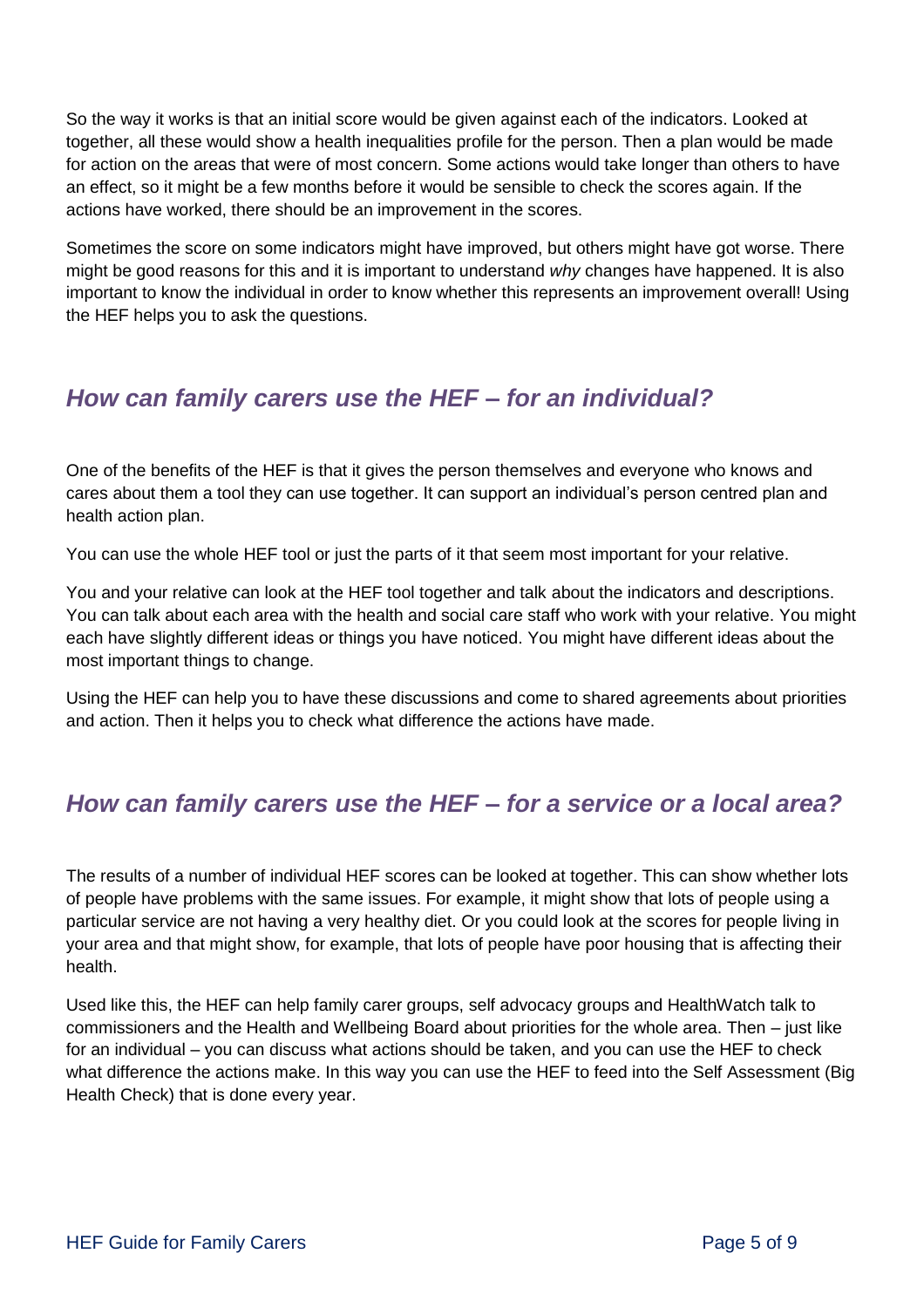So the way it works is that an initial score would be given against each of the indicators. Looked at together, all these would show a health inequalities profile for the person. Then a plan would be made for action on the areas that were of most concern. Some actions would take longer than others to have an effect, so it might be a few months before it would be sensible to check the scores again. If the actions have worked, there should be an improvement in the scores.

Sometimes the score on some indicators might have improved, but others might have got worse. There might be good reasons for this and it is important to understand *why* changes have happened. It is also important to know the individual in order to know whether this represents an improvement overall! Using the HEF helps you to ask the questions.

## *How can family carers use the HEF – for an individual?*

One of the benefits of the HEF is that it gives the person themselves and everyone who knows and cares about them a tool they can use together. It can support an individual's person centred plan and health action plan.

You can use the whole HEF tool or just the parts of it that seem most important for your relative.

You and your relative can look at the HEF tool together and talk about the indicators and descriptions. You can talk about each area with the health and social care staff who work with your relative. You might each have slightly different ideas or things you have noticed. You might have different ideas about the most important things to change.

Using the HEF can help you to have these discussions and come to shared agreements about priorities and action. Then it helps you to check what difference the actions have made.

## *How can family carers use the HEF – for a service or a local area?*

The results of a number of individual HEF scores can be looked at together. This can show whether lots of people have problems with the same issues. For example, it might show that lots of people using a particular service are not having a very healthy diet. Or you could look at the scores for people living in your area and that might show, for example, that lots of people have poor housing that is affecting their health.

Used like this, the HEF can help family carer groups, self advocacy groups and HealthWatch talk to commissioners and the Health and Wellbeing Board about priorities for the whole area. Then – just like for an individual – you can discuss what actions should be taken, and you can use the HEF to check what difference the actions make. In this way you can use the HEF to feed into the Self Assessment (Big Health Check) that is done every year.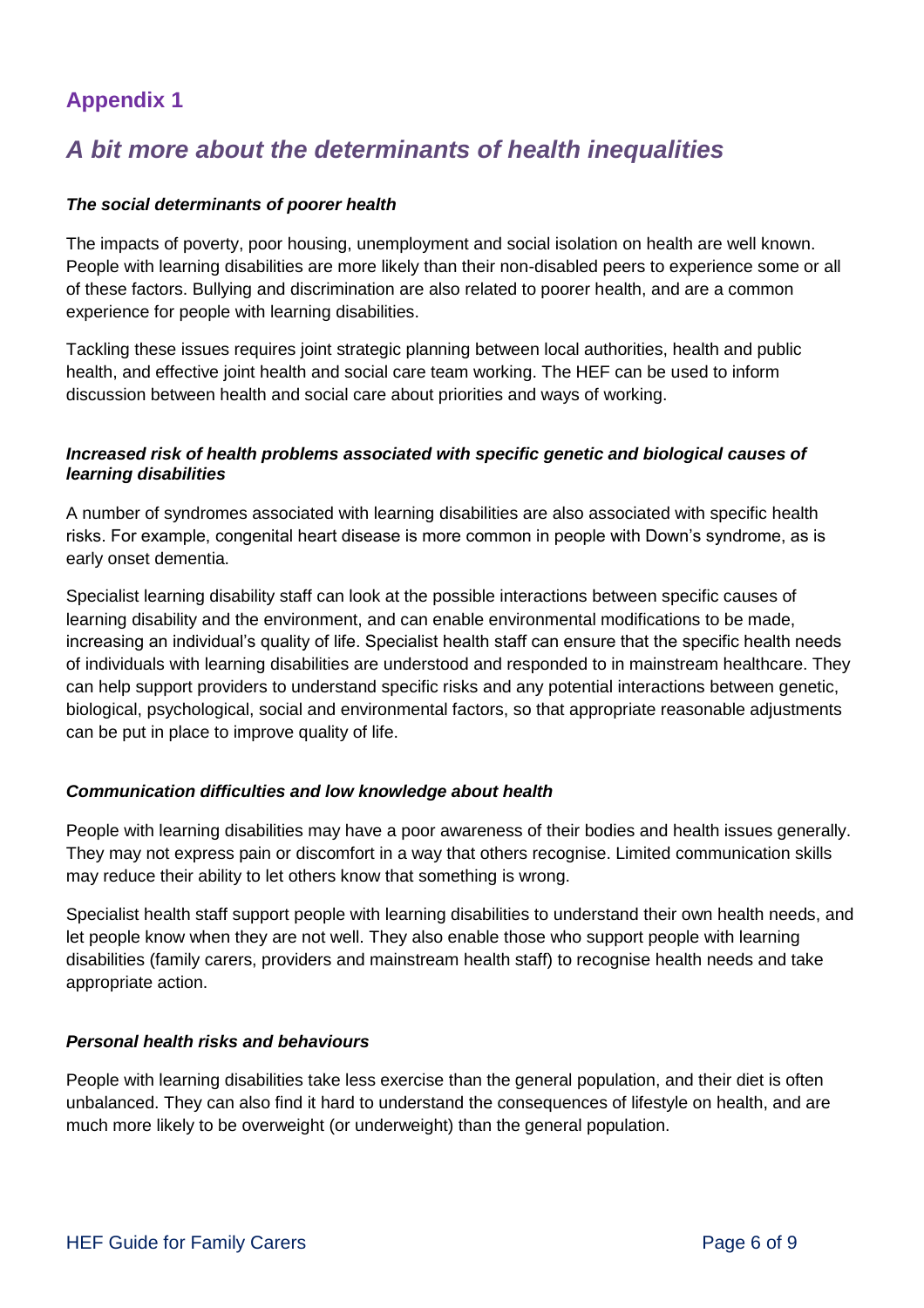## Appendix 1

# *A bit more about the determinants of health inequalities*

***The social determinants of poorer health***

The impacts of poverty, poor housing, unemployment and social isolation on health are well known. People with learning disabilities are more likely than their non-disabled peers to experience some or all of these factors. Bullying and discrimination are also related to poorer health, and are a common experience for people with learning disabilities.

Tackling these issues requires joint strategic planning between local authorities, health and public health, and effective joint health and social care team working. The HEF can be used to inform discussion between health and social care about priorities and ways of working.

***Increased risk of health problems associated with specific genetic and biological causes of learning disabilities***

A number of syndromes associated with learning disabilities are also associated with specific health risks. For example, congenital heart disease is more common in people with Down's syndrome, as is early onset dementia.

Specialist learning disability staff can look at the possible interactions between specific causes of learning disability and the environment, and can enable environmental modifications to be made, increasing an individual's quality of life. Specialist health staff can ensure that the specific health needs of individuals with learning disabilities are understood and responded to in mainstream healthcare. They can help support providers to understand specific risks and any potential interactions between genetic, biological, psychological, social and environmental factors, so that appropriate reasonable adjustments can be put in place to improve quality of life.

***Communication difficulties and low knowledge about health***

People with learning disabilities may have a poor awareness of their bodies and health issues generally. They may not express pain or discomfort in a way that others recognise. Limited communication skills may reduce their ability to let others know that something is wrong.

Specialist health staff support people with learning disabilities to understand their own health needs, and let people know when they are not well. They also enable those who support people with learning disabilities (family carers, providers and mainstream health staff) to recognise health needs and take appropriate action.

***Personal health risks and behaviours***

People with learning disabilities take less exercise than the general population, and their diet is often unbalanced. They can also find it hard to understand the consequences of lifestyle on health, and are much more likely to be overweight (or underweight) than the general population.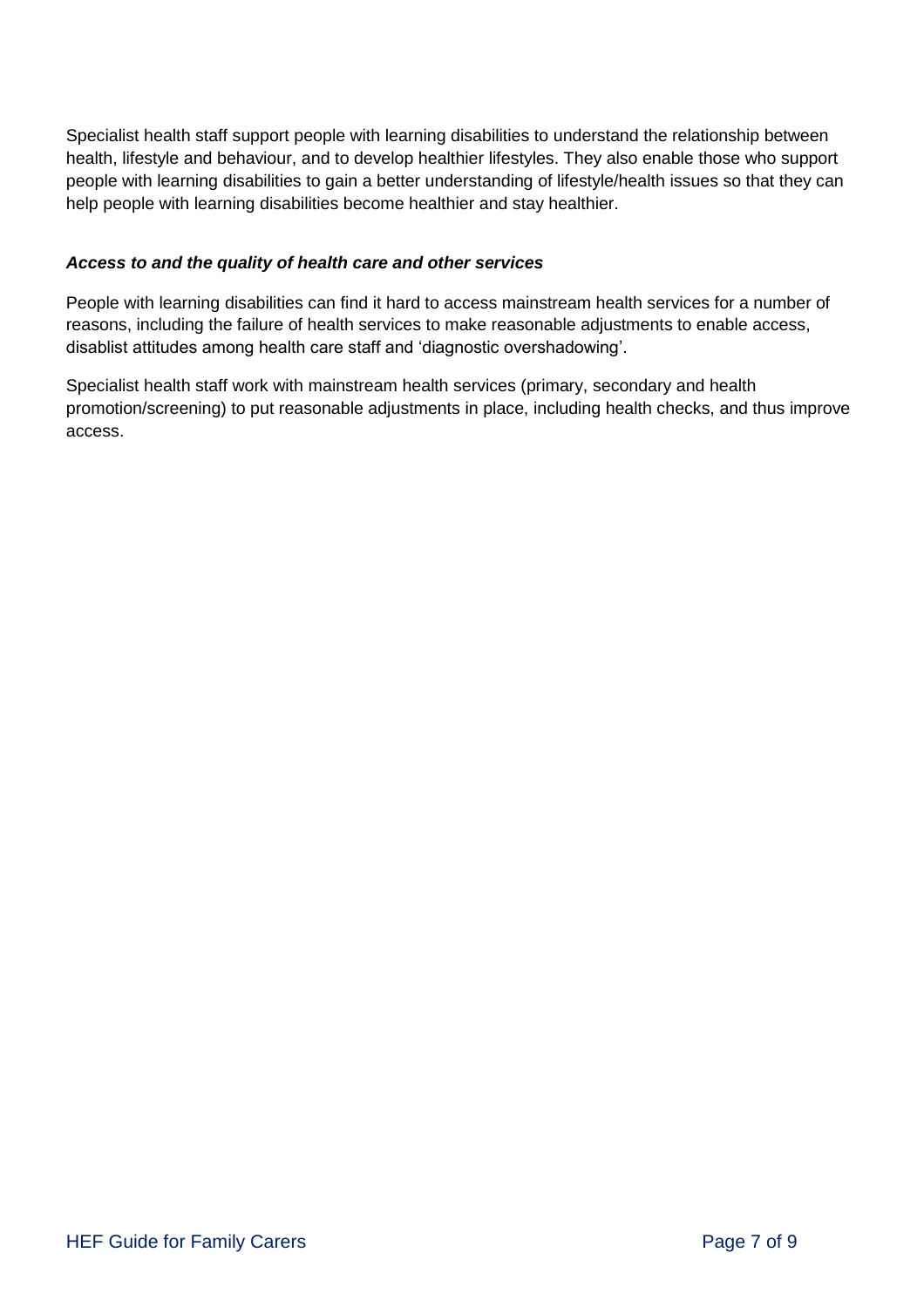Specialist health staff support people with learning disabilities to understand the relationship between health, lifestyle and behaviour, and to develop healthier lifestyles. They also enable those who support people with learning disabilities to gain a better understanding of lifestyle/health issues so that they can help people with learning disabilities become healthier and stay healthier.

***Access to and the quality of health care and other services***

People with learning disabilities can find it hard to access mainstream health services for a number of reasons, including the failure of health services to make reasonable adjustments to enable access, disablist attitudes among health care staff and 'diagnostic overshadowing'.

Specialist health staff work with mainstream health services (primary, secondary and health promotion/screening) to put reasonable adjustments in place, including health checks, and thus improve access.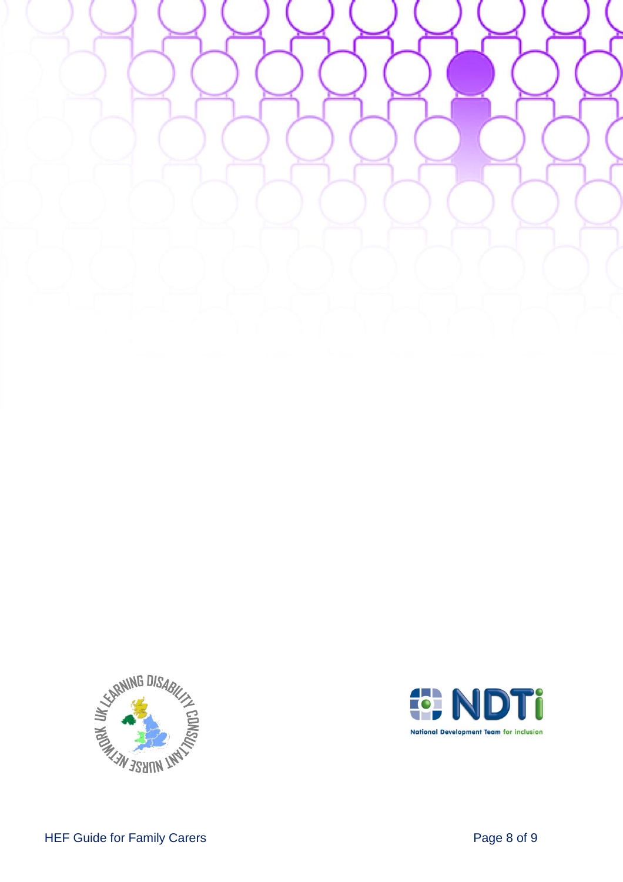UK LEARNING DISABILITY CONSULTANT NURSE NETWORK

NDTi

National Development Team for inclusion